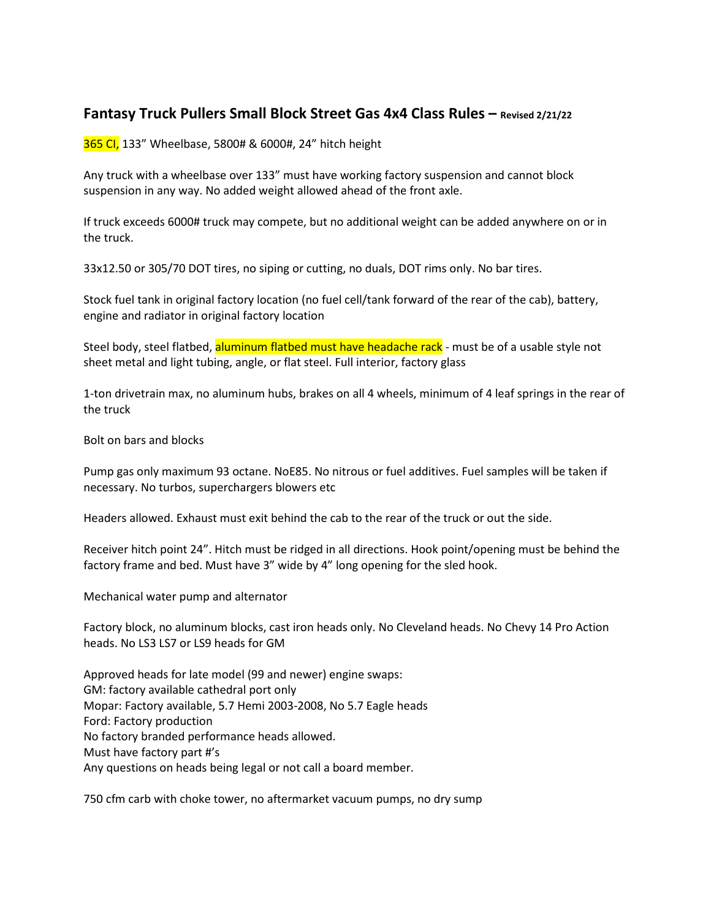## Fantasy Truck Pullers Small Block Street Gas 4x4 Class Rules – Revised 2/21/22

365 CI, 133" Wheelbase, 5800# & 6000#, 24" hitch height

Any truck with a wheelbase over 133" must have working factory suspension and cannot block suspension in any way. No added weight allowed ahead of the front axle.

If truck exceeds 6000# truck may compete, but no additional weight can be added anywhere on or in the truck.

33x12.50 or 305/70 DOT tires, no siping or cutting, no duals, DOT rims only. No bar tires.

Stock fuel tank in original factory location (no fuel cell/tank forward of the rear of the cab), battery, engine and radiator in original factory location

Steel body, steel flatbed, aluminum flatbed must have headache rack - must be of a usable style not sheet metal and light tubing, angle, or flat steel. Full interior, factory glass

1-ton drivetrain max, no aluminum hubs, brakes on all 4 wheels, minimum of 4 leaf springs in the rear of the truck

Bolt on bars and blocks

Pump gas only maximum 93 octane. NoE85. No nitrous or fuel additives. Fuel samples will be taken if necessary. No turbos, superchargers blowers etc

Headers allowed. Exhaust must exit behind the cab to the rear of the truck or out the side.

Receiver hitch point 24". Hitch must be ridged in all directions. Hook point/opening must be behind the factory frame and bed. Must have 3" wide by 4" long opening for the sled hook.

Mechanical water pump and alternator

Factory block, no aluminum blocks, cast iron heads only. No Cleveland heads. No Chevy 14 Pro Action heads. No LS3 LS7 or LS9 heads for GM

Approved heads for late model (99 and newer) engine swaps:
GM: factory available cathedral port only
Mopar: Factory available, 5.7 Hemi 2003-2008, No 5.7 Eagle heads
Ford: Factory production
No factory branded performance heads allowed.
Must have factory part #'s
Any questions on heads being legal or not call a board member.

750 cfm carb with choke tower, no aftermarket vacuum pumps, no dry sump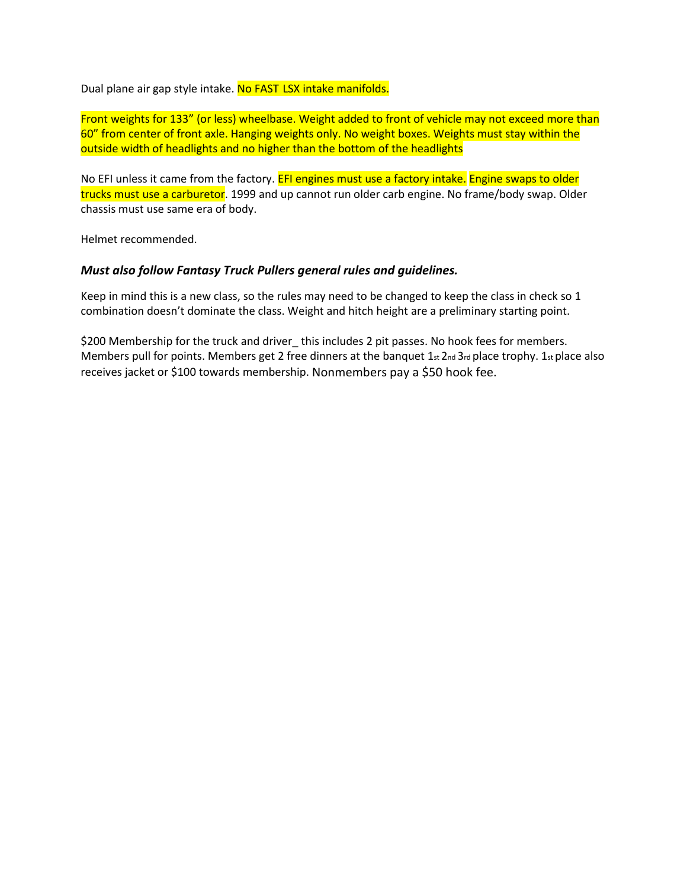Dual plane air gap style intake. No FAST LSX intake manifolds.

Front weights for 133” (or less) wheelbase. Weight added to front of vehicle may not exceed more than 60” from center of front axle. Hanging weights only. No weight boxes. Weights must stay within the outside width of headlights and no higher than the bottom of the headlights

No EFI unless it came from the factory. EFI engines must use a factory intake. Engine swaps to older trucks must use a carburetor. 1999 and up cannot run older carb engine. No frame/body swap. Older chassis must use same era of body.

Helmet recommended.

***Must also follow Fantasy Truck Pullers general rules and guidelines.***

Keep in mind this is a new class, so the rules may need to be changed to keep the class in check so 1 combination doesn’t dominate the class. Weight and hitch height are a preliminary starting point.

$200 Membership for the truck and driver_ this includes 2 pit passes. No hook fees for members. Members pull for points. Members get 2 free dinners at the banquet 1st 2nd 3rd place trophy. 1st place also receives jacket or $100 towards membership. Nonmembers pay a $50 hook fee.